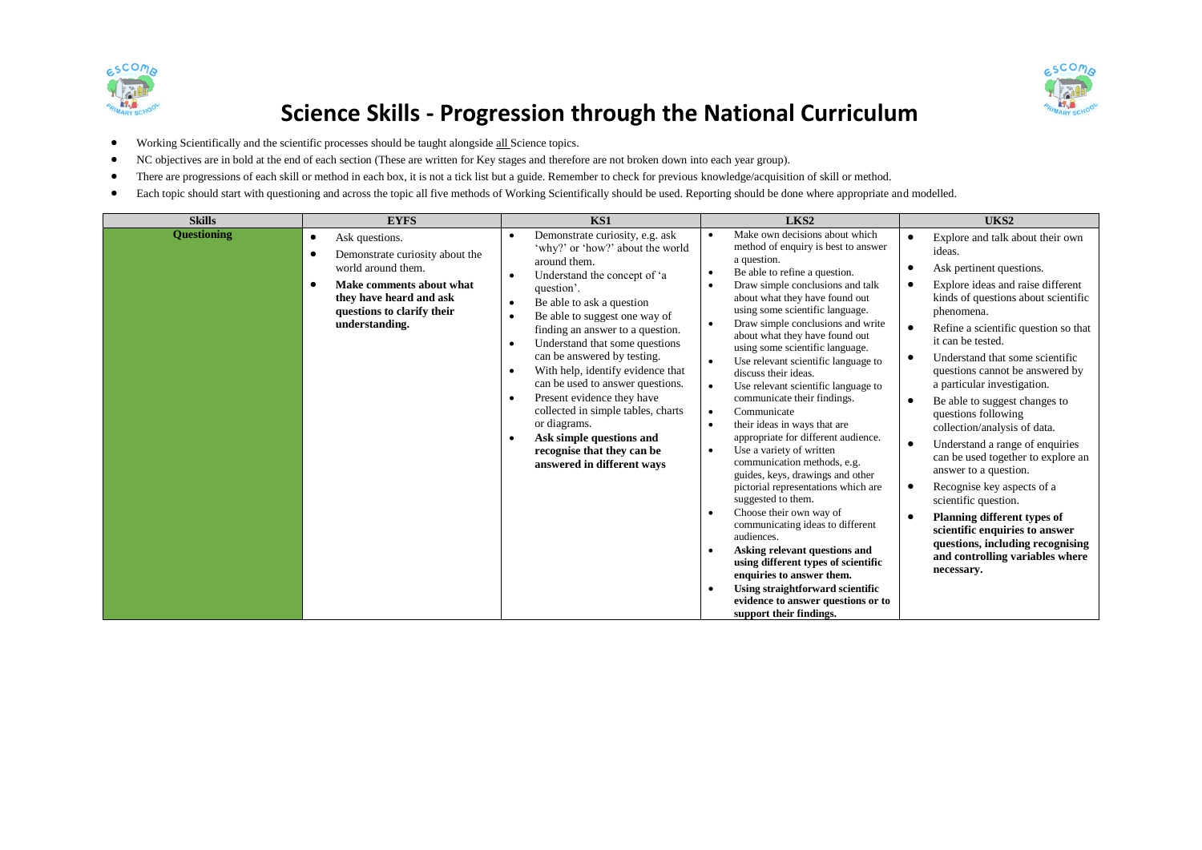# Science Skills - Progression through the National Curriculum

- Working Scientifically and the scientific processes should be taught alongside all Science topics.
- NC objectives are in bold at the end of each section (These are written for Key stages and therefore are not broken down into each year group).
- There are progressions of each skill or method in each box, it is not a tick list but a guide. Remember to check for previous knowledge/acquisition of skill or method.
- Each topic should start with questioning and across the topic all five methods of Working Scientifically should be used. Reporting should be done where appropriate and modelled.

| Skills | EYFS | KS1 | LKS2 | UKS2 |
|---|---|---|---|---|
| **Questioning** | • Ask questions.<br>• Demonstrate curiosity about the world around them.<br>• **Make comments about what they have heard and ask questions to clarify their understanding.** | • Demonstrate curiosity, e.g. ask 'why?' or 'how?' about the world around them.<br>• Understand the concept of 'a question'.<br>• Be able to ask a question<br>• Be able to suggest one way of finding an answer to a question.<br>• Understand that some questions can be answered by testing.<br>• With help, identify evidence that can be used to answer questions.<br>• Present evidence they have collected in simple tables, charts or diagrams.<br>• **Ask simple questions and recognise that they can be answered in different ways** | • Make own decisions about which method of enquiry is best to answer a question.<br>• Be able to refine a question.<br>• Draw simple conclusions and talk about what they have found out using some scientific language.<br>• Draw simple conclusions and write about what they have found out using some scientific language.<br>• Use relevant scientific language to discuss their ideas.<br>• Use relevant scientific language to communicate their findings.<br>• Communicate<br>• their ideas in ways that are appropriate for different audience.<br>• Use a variety of written communication methods, e.g. guides, keys, drawings and other pictorial representations which are suggested to them.<br>• Choose their own way of communicating ideas to different audiences.<br>• **Asking relevant questions and using different types of scientific enquiries to answer them.**<br>• **Using straightforward scientific evidence to answer questions or to support their findings.** | • Explore and talk about their own ideas.<br>• Ask pertinent questions.<br>• Explore ideas and raise different kinds of questions about scientific phenomena.<br>• Refine a scientific question so that it can be tested.<br>• Understand that some scientific questions cannot be answered by a particular investigation.<br>• Be able to suggest changes to questions following collection/analysis of data.<br>• Understand a range of enquiries can be used together to explore an answer to a question.<br>• Recognise key aspects of a scientific question.<br>• **Planning different types of scientific enquiries to answer questions, including recognising and controlling variables where necessary.** |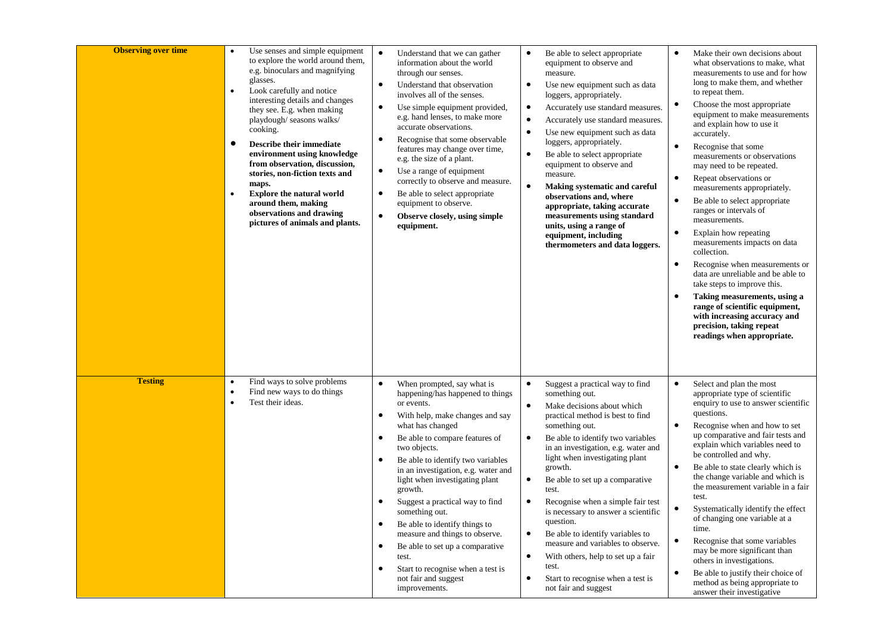| | | | | |
|---|---|---|---|---|
| **Observing over time** | • Use senses and simple equipment to explore the world around them, e.g. binoculars and magnifying glasses.<br>• Look carefully and notice interesting details and changes they see. E.g. when making playdough/ seasons walks/ cooking.<br>• **Describe their immediate environment using knowledge from observation, discussion, stories, non-fiction texts and maps.**<br>• **Explore the natural world around them, making observations and drawing pictures of animals and plants.** | • Understand that we can gather information about the world through our senses.<br>• Understand that observation involves all of the senses.<br>• Use simple equipment provided, e.g. hand lenses, to make more accurate observations.<br>• Recognise that some observable features may change over time, e.g. the size of a plant.<br>• Use a range of equipment correctly to observe and measure.<br>• Be able to select appropriate equipment to observe.<br>• **Observe closely, using simple equipment.** | • Be able to select appropriate equipment to observe and measure.<br>• Use new equipment such as data loggers, appropriately.<br>• Accurately use standard measures.<br>• Accurately use standard measures.<br>• Use new equipment such as data loggers, appropriately.<br>• Be able to select appropriate equipment to observe and measure.<br>• **Making systematic and careful observations and, where appropriate, taking accurate measurements using standard units, using a range of equipment, including thermometers and data loggers.** | • Make their own decisions about what observations to make, what measurements to use and for how long to make them, and whether to repeat them.<br>• Choose the most appropriate equipment to make measurements and explain how to use it accurately.<br>• Recognise that some measurements or observations may need to be repeated.<br>• Repeat observations or measurements appropriately.<br>• Be able to select appropriate ranges or intervals of measurements.<br>• Explain how repeating measurements impacts on data collection.<br>• Recognise when measurements or data are unreliable and be able to take steps to improve this.<br>• **Taking measurements, using a range of scientific equipment, with increasing accuracy and precision, taking repeat readings when appropriate.** |
| **Testing** | • Find ways to solve problems<br>• Find new ways to do things<br>• Test their ideas. | • When prompted, say what is happening/has happened to things or events.<br>• With help, make changes and say what has changed<br>• Be able to compare features of two objects.<br>• Be able to identify two variables in an investigation, e.g. water and light when investigating plant growth.<br>• Suggest a practical way to find something out.<br>• Be able to identify things to measure and things to observe.<br>• Be able to set up a comparative test.<br>• Start to recognise when a test is not fair and suggest improvements. | • Suggest a practical way to find something out.<br>• Make decisions about which practical method is best to find something out.<br>• Be able to identify two variables in an investigation, e.g. water and light when investigating plant growth.<br>• Be able to set up a comparative test.<br>• Recognise when a simple fair test is necessary to answer a scientific question.<br>• Be able to identify variables to measure and variables to observe.<br>• With others, help to set up a fair test.<br>• Start to recognise when a test is not fair and suggest | • Select and plan the most appropriate type of scientific enquiry to use to answer scientific questions.<br>• Recognise when and how to set up comparative and fair tests and explain which variables need to be controlled and why.<br>• Be able to state clearly which is the change variable and which is the measurement variable in a fair test.<br>• Systematically identify the effect of changing one variable at a time.<br>• Recognise that some variables may be more significant than others in investigations.<br>• Be able to justify their choice of method as being appropriate to answer their investigative |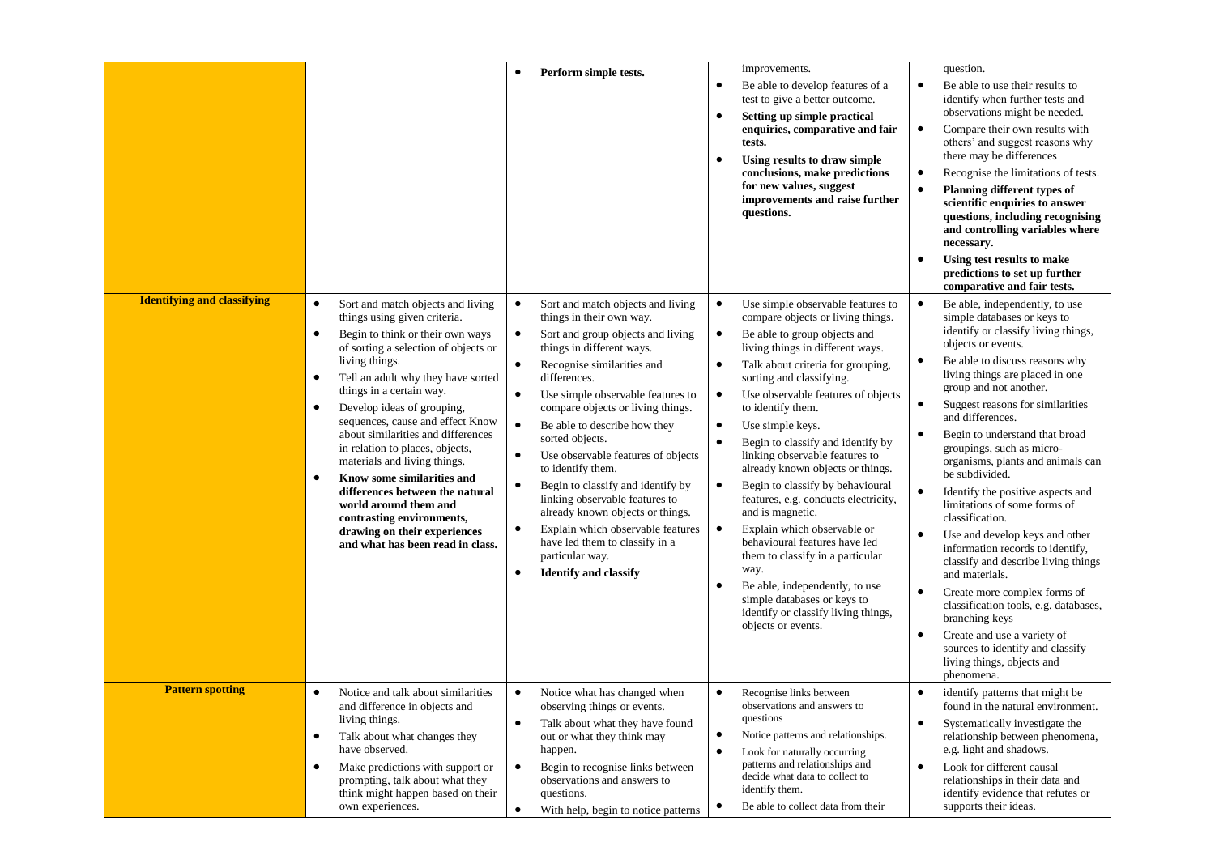| | | | | |
|---|---|---|---|---|
| | | • **Perform simple tests.** | improvements.<br>• Be able to develop features of a test to give a better outcome.<br>• **Setting up simple practical enquiries, comparative and fair tests.**<br>• **Using results to draw simple conclusions, make predictions for new values, suggest improvements and raise further questions.** | question.<br>• Be able to use their results to identify when further tests and observations might be needed.<br>• Compare their own results with others' and suggest reasons why there may be differences<br>• Recognise the limitations of tests.<br>• **Planning different types of scientific enquiries to answer questions, including recognising and controlling variables where necessary.**<br>• **Using test results to make predictions to set up further comparative and fair tests.** |
| **Identifying and classifying** | • Sort and match objects and living things using given criteria.<br>• Begin to think or their own ways of sorting a selection of objects or living things.<br>• Tell an adult why they have sorted things in a certain way.<br>• Develop ideas of grouping, sequences, cause and effect Know about similarities and differences in relation to places, objects, materials and living things.<br>• **Know some similarities and differences between the natural world around them and contrasting environments, drawing on their experiences and what has been read in class.** | • Sort and match objects and living things in their own way.<br>• Sort and group objects and living things in different ways.<br>• Recognise similarities and differences.<br>• Use simple observable features to compare objects or living things.<br>• Be able to describe how they sorted objects.<br>• Use observable features of objects to identify them.<br>• Begin to classify and identify by linking observable features to already known objects or things.<br>• Explain which observable features have led them to classify in a particular way.<br>• **Identify and classify** | • Use simple observable features to compare objects or living things.<br>• Be able to group objects and living things in different ways.<br>• Talk about criteria for grouping, sorting and classifying.<br>• Use observable features of objects to identify them.<br>• Use simple keys.<br>• Begin to classify and identify by linking observable features to already known objects or things.<br>• Begin to classify by behavioural features, e.g. conducts electricity, and is magnetic.<br>• Explain which observable or behavioural features have led them to classify in a particular way.<br>• Be able, independently, to use simple databases or keys to identify or classify living things, objects or events. | • Be able, independently, to use simple databases or keys to identify or classify living things, objects or events.<br>• Be able to discuss reasons why living things are placed in one group and not another.<br>• Suggest reasons for similarities and differences.<br>• Begin to understand that broad groupings, such as micro-organisms, plants and animals can be subdivided.<br>• Identify the positive aspects and limitations of some forms of classification.<br>• Use and develop keys and other information records to identify, classify and describe living things and materials.<br>• Create more complex forms of classification tools, e.g. databases, branching keys<br>• Create and use a variety of sources to identify and classify living things, objects and phenomena. |
| **Pattern spotting** | • Notice and talk about similarities and difference in objects and living things.<br>• Talk about what changes they have observed.<br>• Make predictions with support or prompting, talk about what they think might happen based on their own experiences. | • Notice what has changed when observing things or events.<br>• Talk about what they have found out or what they think may happen.<br>• Begin to recognise links between observations and answers to questions.<br>• With help, begin to notice patterns | • Recognise links between observations and answers to questions<br>• Notice patterns and relationships.<br>• Look for naturally occurring patterns and relationships and decide what data to collect to identify them.<br>• Be able to collect data from their | • identify patterns that might be found in the natural environment.<br>• Systematically investigate the relationship between phenomena, e.g. light and shadows.<br>• Look for different causal relationships in their data and identify evidence that refutes or supports their ideas. |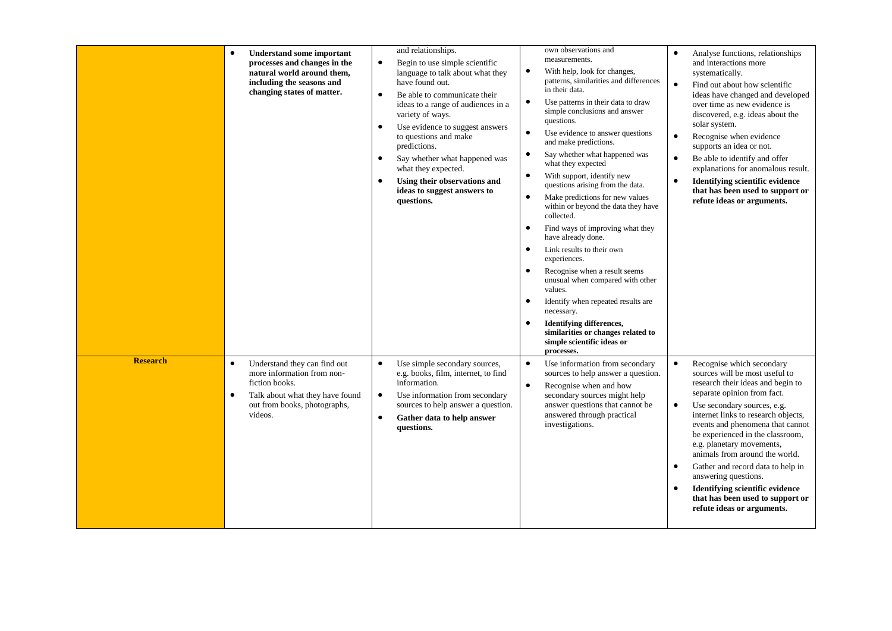| | | | | |
|---|---|---|---|---|
| | • **Understand some important processes and changes in the natural world around them, including the seasons and changing states of matter.** | and relationships.<br>• Begin to use simple scientific language to talk about what they have found out.<br>• Be able to communicate their ideas to a range of audiences in a variety of ways.<br>• Use evidence to suggest answers to questions and make predictions.<br>• Say whether what happened was what they expected.<br>• **Using their observations and ideas to suggest answers to questions.** | own observations and measurements.<br>• With help, look for changes, patterns, similarities and differences in their data.<br>• Use patterns in their data to draw simple conclusions and answer questions.<br>• Use evidence to answer questions and make predictions.<br>• Say whether what happened was what they expected<br>• With support, identify new questions arising from the data.<br>• Make predictions for new values within or beyond the data they have collected.<br>• Find ways of improving what they have already done.<br>• Link results to their own experiences.<br>• Recognise when a result seems unusual when compared with other values.<br>• Identify when repeated results are necessary.<br>• **Identifying differences, similarities or changes related to simple scientific ideas or processes.** | • Analyse functions, relationships and interactions more systematically.<br>• Find out about how scientific ideas have changed and developed over time as new evidence is discovered, e.g. ideas about the solar system.<br>• Recognise when evidence supports an idea or not.<br>• Be able to identify and offer explanations for anomalous result.<br>• **Identifying scientific evidence that has been used to support or refute ideas or arguments.** |
| **Research** | • Understand they can find out more information from non-fiction books.<br>• Talk about what they have found out from books, photographs, videos. | • Use simple secondary sources, e.g. books, film, internet, to find information.<br>• Use information from secondary sources to help answer a question.<br>• **Gather data to help answer questions.** | • Use information from secondary sources to help answer a question.<br>• Recognise when and how secondary sources might help answer questions that cannot be answered through practical investigations. | • Recognise which secondary sources will be most useful to research their ideas and begin to separate opinion from fact.<br>• Use secondary sources, e.g. internet links to research objects, events and phenomena that cannot be experienced in the classroom, e.g. planetary movements, animals from around the world.<br>• Gather and record data to help in answering questions.<br>• **Identifying scientific evidence that has been used to support or refute ideas or arguments.** |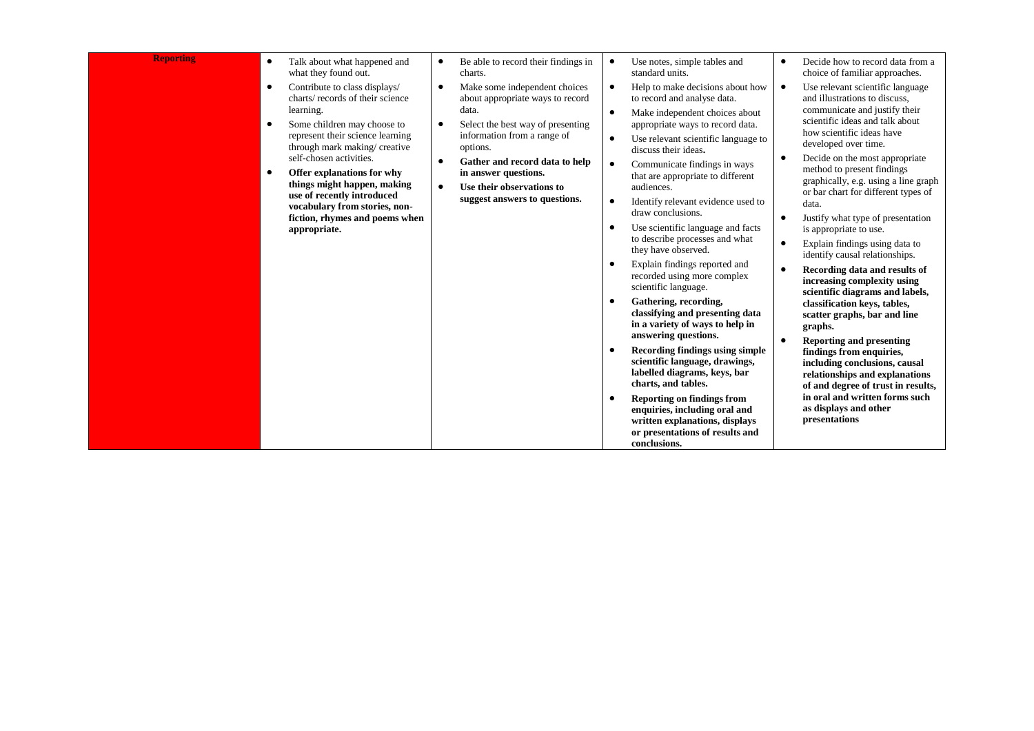| | | | | |
|---|---|---|---|---|
| **Reporting** | • Talk about what happened and what they found out.<br>• Contribute to class displays/ charts/ records of their science learning.<br>• Some children may choose to represent their science learning through mark making/ creative self-chosen activities.<br>• **Offer explanations for why things might happen, making use of recently introduced vocabulary from stories, non-fiction, rhymes and poems when appropriate.** | • Be able to record their findings in charts.<br>• Make some independent choices about appropriate ways to record data.<br>• Select the best way of presenting information from a range of options.<br>• **Gather and record data to help in answer questions.**<br>• **Use their observations to suggest answers to questions.** | • Use notes, simple tables and standard units.<br>• Help to make decisions about how to record and analyse data.<br>• Make independent choices about appropriate ways to record data.<br>• Use relevant scientific language to discuss their ideas.<br>• Communicate findings in ways that are appropriate to different audiences.<br>• Identify relevant evidence used to draw conclusions.<br>• Use scientific language and facts to describe processes and what they have observed.<br>• Explain findings reported and recorded using more complex scientific language.<br>• **Gathering, recording, classifying and presenting data in a variety of ways to help in answering questions.**<br>• **Recording findings using simple scientific language, drawings, labelled diagrams, keys, bar charts, and tables.**<br>• **Reporting on findings from enquiries, including oral and written explanations, displays or presentations of results and conclusions.** | • Decide how to record data from a choice of familiar approaches.<br>• Use relevant scientific language and illustrations to discuss, communicate and justify their scientific ideas and talk about how scientific ideas have developed over time.<br>• Decide on the most appropriate method to present findings graphically, e.g. using a line graph or bar chart for different types of data.<br>• Justify what type of presentation is appropriate to use.<br>• Explain findings using data to identify causal relationships.<br>• **Recording data and results of increasing complexity using scientific diagrams and labels, classification keys, tables, scatter graphs, bar and line graphs.**<br>• **Reporting and presenting findings from enquiries, including conclusions, causal relationships and explanations of and degree of trust in results, in oral and written forms such as displays and other presentations** |